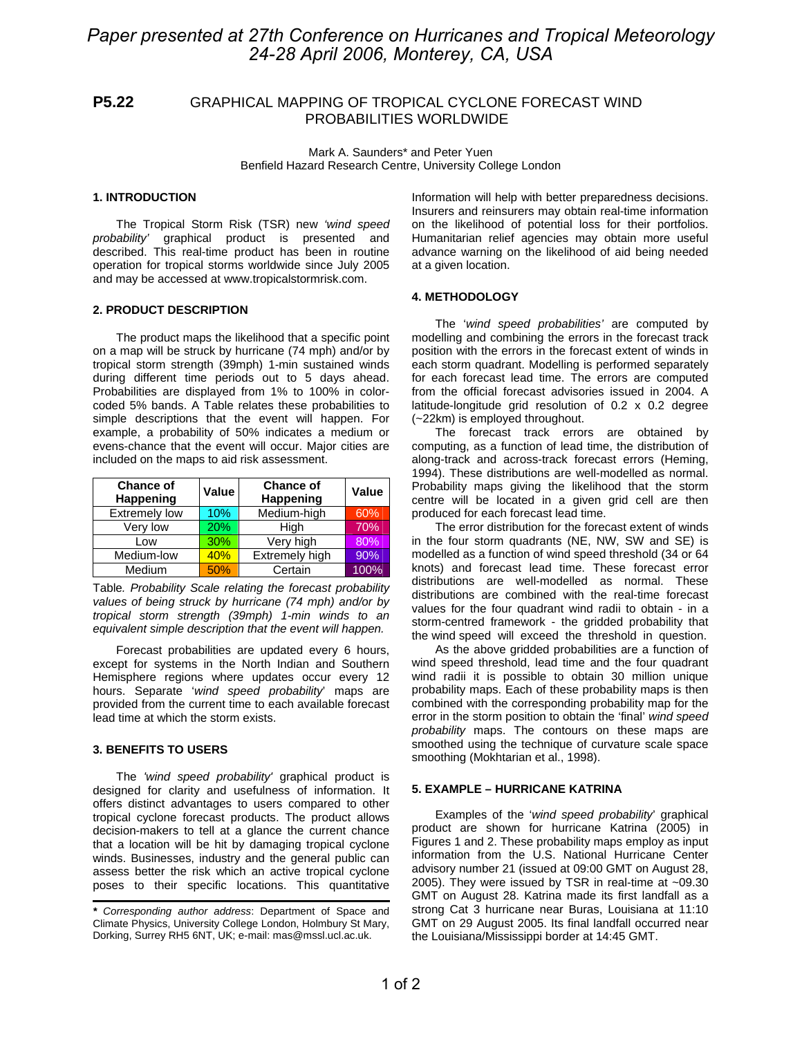*Paper presented at 27th Conference on Hurricanes and Tropical Meteorology 24-28 April 2006, Monterey, CA, USA*

# P5.22 GRAPHICAL MAPPING OF TROPICAL CYCLONE FORECAST WIND PROBABILITIES WORLDWIDE

Mark A. Saunders* and Peter Yuen
Benfield Hazard Research Centre, University College London

## 1. INTRODUCTION

The Tropical Storm Risk (TSR) new *'wind speed probability'* graphical product is presented and described. This real-time product has been in routine operation for tropical storms worldwide since July 2005 and may be accessed at www.tropicalstormrisk.com.

## 2. PRODUCT DESCRIPTION

The product maps the likelihood that a specific point on a map will be struck by hurricane (74 mph) and/or by tropical storm strength (39mph) 1-min sustained winds during different time periods out to 5 days ahead. Probabilities are displayed from 1% to 100% in color-coded 5% bands. A Table relates these probabilities to simple descriptions that the event will happen. For example, a probability of 50% indicates a medium or evens-chance that the event will occur. Major cities are included on the maps to aid risk assessment.

| Chance of Happening | Value | Chance of Happening | Value |
|---|---|---|---|
| Extremely low | 10% | Medium-high | 60% |
| Very low | 20% | High | 70% |
| Low | 30% | Very high | 80% |
| Medium-low | 40% | Extremely high | 90% |
| Medium | 50% | Certain | 100% |

Table*. Probability Scale relating the forecast probability values of being struck by hurricane (74 mph) and/or by tropical storm strength (39mph) 1-min winds to an equivalent simple description that the event will happen.*

Forecast probabilities are updated every 6 hours, except for systems in the North Indian and Southern Hemisphere regions where updates occur every 12 hours. Separate '*wind speed probability*' maps are provided from the current time to each available forecast lead time at which the storm exists.

## 3. BENEFITS TO USERS

The *'wind speed probability'* graphical product is designed for clarity and usefulness of information. It offers distinct advantages to users compared to other tropical cyclone forecast products. The product allows decision-makers to tell at a glance the current chance that a location will be hit by damaging tropical cyclone winds. Businesses, industry and the general public can assess better the risk which an active tropical cyclone poses to their specific locations. This quantitative Information will help with better preparedness decisions. Insurers and reinsurers may obtain real-time information on the likelihood of potential loss for their portfolios. Humanitarian relief agencies may obtain more useful advance warning on the likelihood of aid being needed at a given location.

## 4. METHODOLOGY

The '*wind speed probabilities'* are computed by modelling and combining the errors in the forecast track position with the errors in the forecast extent of winds in each storm quadrant. Modelling is performed separately for each forecast lead time. The errors are computed from the official forecast advisories issued in 2004. A latitude-longitude grid resolution of 0.2 x 0.2 degree (~22km) is employed throughout.

The forecast track errors are obtained by computing, as a function of lead time, the distribution of along-track and across-track forecast errors (Heming, 1994). These distributions are well-modelled as normal. Probability maps giving the likelihood that the storm centre will be located in a given grid cell are then produced for each forecast lead time.

The error distribution for the forecast extent of winds in the four storm quadrants (NE, NW, SW and SE) is modelled as a function of wind speed threshold (34 or 64 knots) and forecast lead time. These forecast error distributions are well-modelled as normal. These distributions are combined with the real-time forecast values for the four quadrant wind radii to obtain - in a storm-centred framework - the gridded probability that the wind speed will exceed the threshold in question.

As the above gridded probabilities are a function of wind speed threshold, lead time and the four quadrant wind radii it is possible to obtain 30 million unique probability maps. Each of these probability maps is then combined with the corresponding probability map for the error in the storm position to obtain the 'final' *wind speed probability* maps. The contours on these maps are smoothed using the technique of curvature scale space smoothing (Mokhtarian et al., 1998).

## 5. EXAMPLE – HURRICANE KATRINA

Examples of the '*wind speed probability*' graphical product are shown for hurricane Katrina (2005) in Figures 1 and 2. These probability maps employ as input information from the U.S. National Hurricane Center advisory number 21 (issued at 09:00 GMT on August 28, 2005). They were issued by TSR in real-time at ~09.30 GMT on August 28. Katrina made its first landfall as a strong Cat 3 hurricane near Buras, Louisiana at 11:10 GMT on 29 August 2005. Its final landfall occurred near the Louisiana/Mississippi border at 14:45 GMT.

---

**\*** *Corresponding author address*: Department of Space and Climate Physics, University College London, Holmbury St Mary, Dorking, Surrey RH5 6NT, UK; e-mail: mas@mssl.ucl.ac.uk.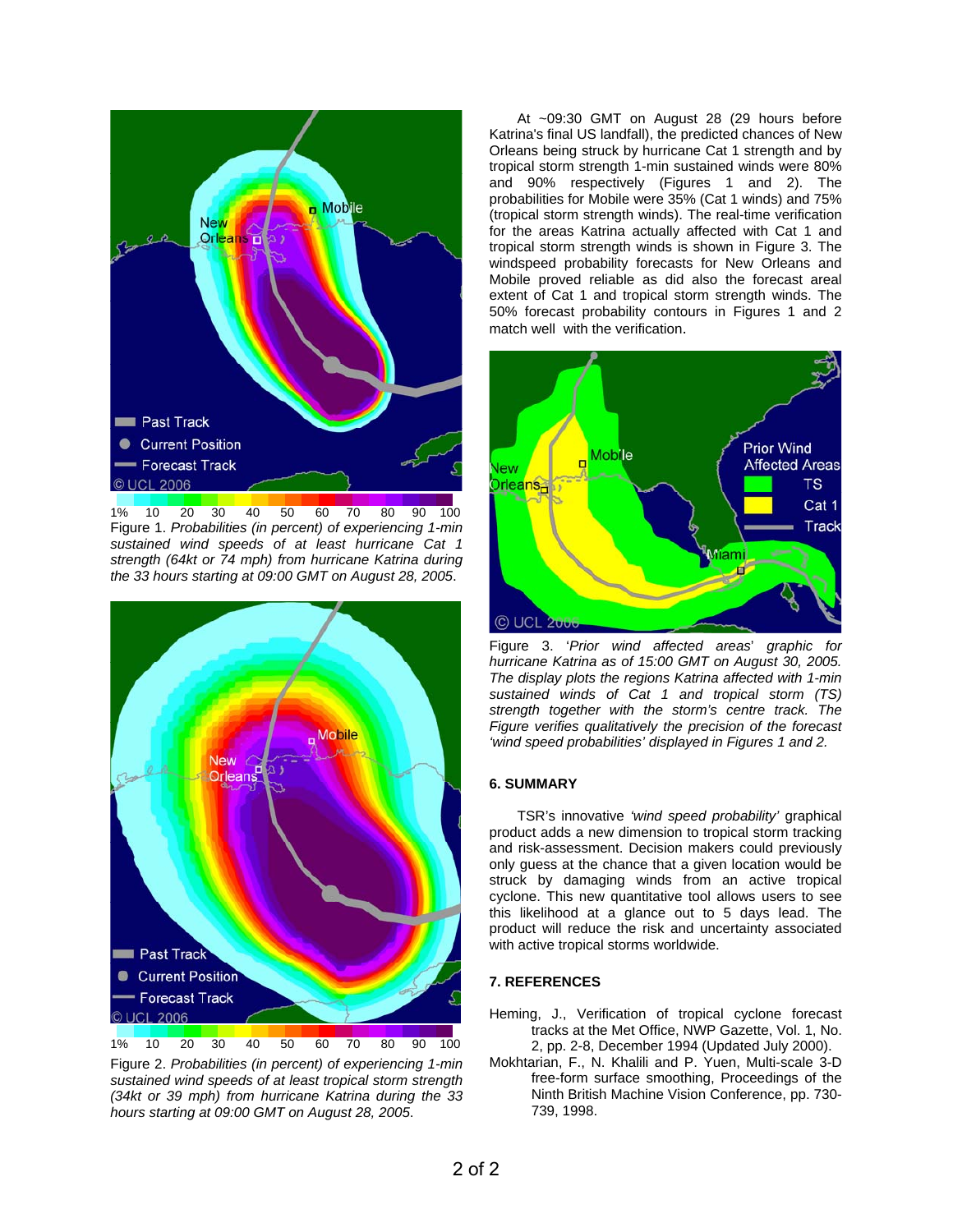Figure 1. *Probabilities (in percent) of experiencing 1-min sustained wind speeds of at least hurricane Cat 1 strength (64kt or 74 mph) from hurricane Katrina during the 33 hours starting at 09:00 GMT on August 28, 2005*.

Figure 2. *Probabilities (in percent) of experiencing 1-min sustained wind speeds of at least tropical storm strength (34kt or 39 mph) from hurricane Katrina during the 33 hours starting at 09:00 GMT on August 28, 2005*.

At ~09:30 GMT on August 28 (29 hours before Katrina's final US landfall), the predicted chances of New Orleans being struck by hurricane Cat 1 strength and by tropical storm strength 1-min sustained winds were 80% and 90% respectively (Figures 1 and 2). The probabilities for Mobile were 35% (Cat 1 winds) and 75% (tropical storm strength winds). The real-time verification for the areas Katrina actually affected with Cat 1 and tropical storm strength winds is shown in Figure 3. The windspeed probability forecasts for New Orleans and Mobile proved reliable as did also the forecast areal extent of Cat 1 and tropical storm strength winds. The 50% forecast probability contours in Figures 1 and 2 match well with the verification.

Figure 3. *'Prior wind affected areas' graphic for hurricane Katrina as of 15:00 GMT on August 30, 2005. The display plots the regions Katrina affected with 1-min sustained winds of Cat 1 and tropical storm (TS) strength together with the storm's centre track. The Figure verifies qualitatively the precision of the forecast 'wind speed probabilities' displayed in Figures 1 and 2.*

## 6. SUMMARY

TSR's innovative *'wind speed probability'* graphical product adds a new dimension to tropical storm tracking and risk-assessment. Decision makers could previously only guess at the chance that a given location would be struck by damaging winds from an active tropical cyclone. This new quantitative tool allows users to see this likelihood at a glance out to 5 days lead. The product will reduce the risk and uncertainty associated with active tropical storms worldwide.

## 7. REFERENCES

Heming, J., Verification of tropical cyclone forecast tracks at the Met Office, NWP Gazette, Vol. 1, No. 2, pp. 2-8, December 1994 (Updated July 2000).

Mokhtarian, F., N. Khalili and P. Yuen, Multi-scale 3-D free-form surface smoothing, Proceedings of the Ninth British Machine Vision Conference, pp. 730-739, 1998.